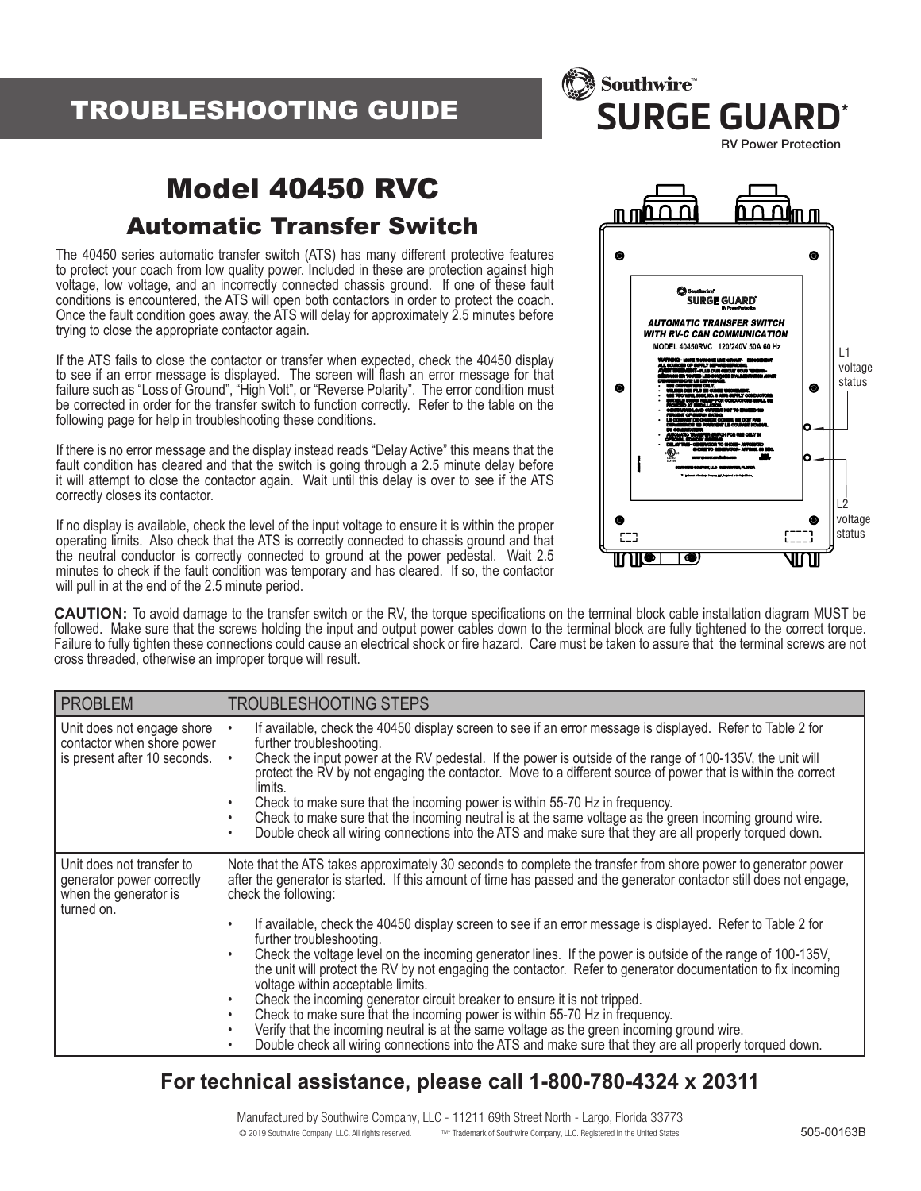# TROUBLESHOOTING GUIDE

Southwire™ SURGE GUARD* RV Power Protection

# Model 40450 RVC

## Automatic Transfer Switch

The 40450 series automatic transfer switch (ATS) has many different protective features to protect your coach from low quality power. Included in these are protection against high voltage, low voltage, and an incorrectly connected chassis ground. If one of these fault conditions is encountered, the ATS will open both contactors in order to protect the coach. Once the fault condition goes away, the ATS will delay for approximately 2.5 minutes before trying to close the appropriate contactor again.

If the ATS fails to close the contactor or transfer when expected, check the 40450 display to see if an error message is displayed. The screen will flash an error message for that failure such as "Loss of Ground", "High Volt", or "Reverse Polarity". The error condition must be corrected in order for the transfer switch to function correctly. Refer to the table on the following page for help in troubleshooting these conditions.

If there is no error message and the display instead reads "Delay Active" this means that the fault condition has cleared and that the switch is going through a 2.5 minute delay before it will attempt to close the contactor again. Wait until this delay is over to see if the ATS correctly closes its contactor.

If no display is available, check the level of the input voltage to ensure it is within the proper operating limits. Also check that the ATS is correctly connected to chassis ground and that the neutral conductor is correctly connected to ground at the power pedestal. Wait 2.5 minutes to check if the fault condition was temporary and has cleared. If so, the contactor will pull in at the end of the 2.5 minute period.

L1 voltage status

L2 voltage status

**CAUTION:** To avoid damage to the transfer switch or the RV, the torque specifications on the terminal block cable installation diagram MUST be followed. Make sure that the screws holding the input and output power cables down to the terminal block are fully tightened to the correct torque. Failure to fully tighten these connections could cause an electrical shock or fire hazard. Care must be taken to assure that the terminal screws are not cross threaded, otherwise an improper torque will result.

| PROBLEM | TROUBLESHOOTING STEPS |
|---|---|
| Unit does not engage shore contactor when shore power is present after 10 seconds. | • If available, check the 40450 display screen to see if an error message is displayed. Refer to Table 2 for further troubleshooting.<br>• Check the input power at the RV pedestal. If the power is outside of the range of 100-135V, the unit will protect the RV by not engaging the contactor. Move to a different source of power that is within the correct limits.<br>• Check to make sure that the incoming power is within 55-70 Hz in frequency.<br>• Check to make sure that the incoming neutral is at the same voltage as the green incoming ground wire.<br>• Double check all wiring connections into the ATS and make sure that they are all properly torqued down. |
| Unit does not transfer to generator power correctly when the generator is turned on. | Note that the ATS takes approximately 30 seconds to complete the transfer from shore power to generator power after the generator is started. If this amount of time has passed and the generator contactor still does not engage, check the following:<br>• If available, check the 40450 display screen to see if an error message is displayed. Refer to Table 2 for further troubleshooting.<br>• Check the voltage level on the incoming generator lines. If the power is outside of the range of 100-135V, the unit will protect the RV by not engaging the contactor. Refer to generator documentation to fix incoming voltage within acceptable limits.<br>• Check the incoming generator circuit breaker to ensure it is not tripped.<br>• Check to make sure that the incoming power is within 55-70 Hz in frequency.<br>• Verify that the incoming neutral is at the same voltage as the green incoming ground wire.<br>• Double check all wiring connections into the ATS and make sure that they are all properly torqued down. |

## For technical assistance, please call 1-800-780-4324 x 20311

Manufactured by Southwire Company, LLC - 11211 69th Street North - Largo, Florida 33773

© 2019 Southwire Company, LLC. All rights reserved. TM* Trademark of Southwire Company, LLC. Registered in the United States.

505-00163B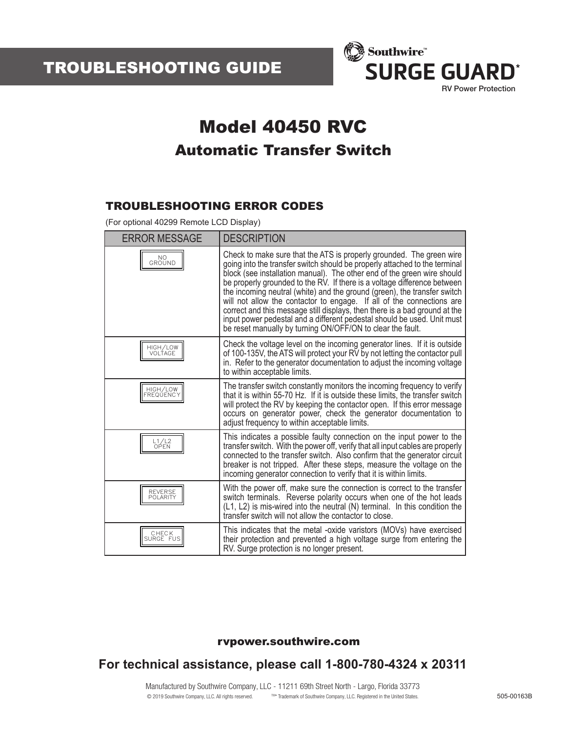# TROUBLESHOOTING GUIDE

Southwire™ SURGE GUARD*
RV Power Protection

# Model 40450 RVC

## Automatic Transfer Switch

### TROUBLESHOOTING ERROR CODES

(For optional 40299 Remote LCD Display)

| ERROR MESSAGE | DESCRIPTION |
|---|---|
| NO GROUND | Check to make sure that the ATS is properly grounded. The green wire going into the transfer switch should be properly attached to the terminal block (see installation manual). The other end of the green wire should be properly grounded to the RV. If there is a voltage difference between the incoming neutral (white) and the ground (green), the transfer switch will not allow the contactor to engage. If all of the connections are correct and this message still displays, then there is a bad ground at the input power pedestal and a different pedestal should be used. Unit must be reset manually by turning ON/OFF/ON to clear the fault. |
| HIGH/LOW VOLTAGE | Check the voltage level on the incoming generator lines. If it is outside of 100-135V, the ATS will protect your RV by not letting the contactor pull in. Refer to the generator documentation to adjust the incoming voltage to within acceptable limits. |
| HIGH/LOW FREQUENCY | The transfer switch constantly monitors the incoming frequency to verify that it is within 55-70 Hz. If it is outside these limits, the transfer switch will protect the RV by keeping the contactor open. If this error message occurs on generator power, check the generator documentation to adjust frequency to within acceptable limits. |
| L1/L2 OPEN | This indicates a possible faulty connection on the input power to the transfer switch. With the power off, verify that all input cables are properly connected to the transfer switch. Also confirm that the generator circuit breaker is not tripped. After these steps, measure the voltage on the incoming generator connection to verify that it is within limits. |
| REVERSE POLARITY | With the power off, make sure the connection is correct to the transfer switch terminals. Reverse polarity occurs when one of the hot leads (L1, L2) is mis-wired into the neutral (N) terminal. In this condition the transfer switch will not allow the contactor to close. |
| CHECK SURGE FUS | This indicates that the metal -oxide varistors (MOVs) have exercised their protection and prevented a high voltage surge from entering the RV. Surge protection is no longer present. |

**rvpower.southwire.com**

**For technical assistance, please call 1-800-780-4324 x 20311**

Manufactured by Southwire Company, LLC - 11211 69th Street North - Largo, Florida 33773

© 2019 Southwire Company, LLC. All rights reserved. TM* Trademark of Southwire Company, LLC. Registered in the United States.

505-00163B